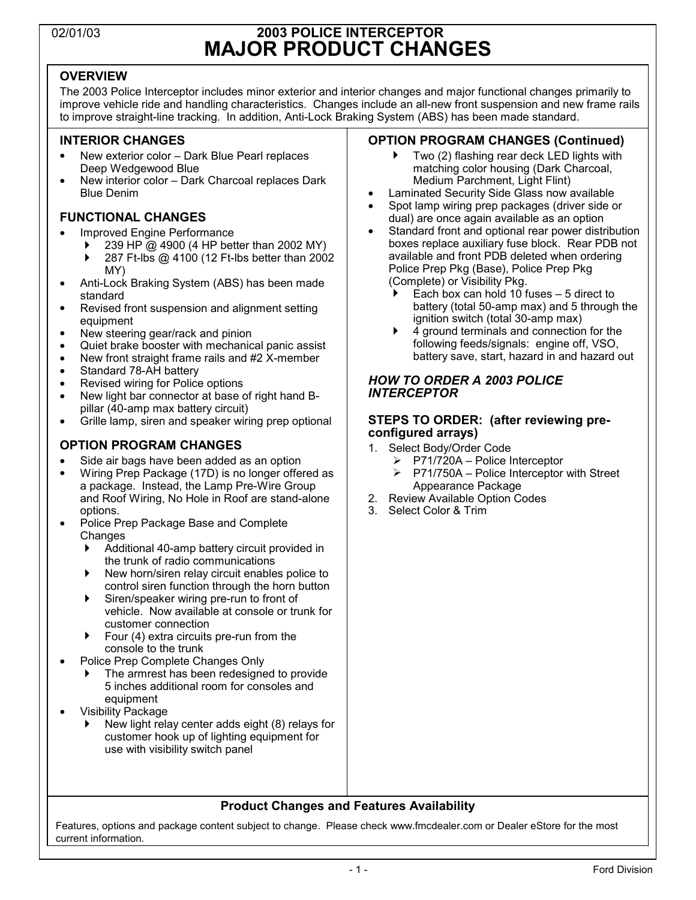02/01/03

# 2003 POLICE INTERCEPTOR
# MAJOR PRODUCT CHANGES

## OVERVIEW

The 2003 Police Interceptor includes minor exterior and interior changes and major functional changes primarily to improve vehicle ride and handling characteristics. Changes include an all-new front suspension and new frame rails to improve straight-line tracking. In addition, Anti-Lock Braking System (ABS) has been made standard.

## INTERIOR CHANGES

- New exterior color – Dark Blue Pearl replaces Deep Wedgewood Blue
- New interior color – Dark Charcoal replaces Dark Blue Denim

## FUNCTIONAL CHANGES

- Improved Engine Performance
  - 239 HP @ 4900 (4 HP better than 2002 MY)
  - 287 Ft-lbs @ 4100 (12 Ft-lbs better than 2002 MY)
- Anti-Lock Braking System (ABS) has been made standard
- Revised front suspension and alignment setting equipment
- New steering gear/rack and pinion
- Quiet brake booster with mechanical panic assist
- New front straight frame rails and #2 X-member
- Standard 78-AH battery
- Revised wiring for Police options
- New light bar connector at base of right hand B-pillar (40-amp max battery circuit)
- Grille lamp, siren and speaker wiring prep optional

## OPTION PROGRAM CHANGES

- Side air bags have been added as an option
- Wiring Prep Package (17D) is no longer offered as a package. Instead, the Lamp Pre-Wire Group and Roof Wiring, No Hole in Roof are stand-alone options.
- Police Prep Package Base and Complete Changes
  - Additional 40-amp battery circuit provided in the trunk of radio communications
  - New horn/siren relay circuit enables police to control siren function through the horn button
  - Siren/speaker wiring pre-run to front of vehicle. Now available at console or trunk for customer connection
  - Four (4) extra circuits pre-run from the console to the trunk
- Police Prep Complete Changes Only
  - The armrest has been redesigned to provide 5 inches additional room for consoles and equipment
- Visibility Package
  - New light relay center adds eight (8) relays for customer hook up of lighting equipment for use with visibility switch panel

## OPTION PROGRAM CHANGES (Continued)

  - Two (2) flashing rear deck LED lights with matching color housing (Dark Charcoal, Medium Parchment, Light Flint)
- Laminated Security Side Glass now available
- Spot lamp wiring prep packages (driver side or dual) are once again available as an option
- Standard front and optional rear power distribution boxes replace auxiliary fuse block. Rear PDB not available and front PDB deleted when ordering Police Prep Pkg (Base), Police Prep Pkg (Complete) or Visibility Pkg.
  - Each box can hold 10 fuses – 5 direct to battery (total 50-amp max) and 5 through the ignition switch (total 30-amp max)
  - 4 ground terminals and connection for the following feeds/signals: engine off, VSO, battery save, start, hazard in and hazard out

## *HOW TO ORDER A 2003 POLICE INTERCEPTOR*

### STEPS TO ORDER: (after reviewing pre-configured arrays)

1. Select Body/Order Code
   - P71/720A – Police Interceptor
   - P71/750A – Police Interceptor with Street Appearance Package
2. Review Available Option Codes
3. Select Color & Trim

### Product Changes and Features Availability

Features, options and package content subject to change. Please check www.fmcdealer.com or Dealer eStore for the most current information.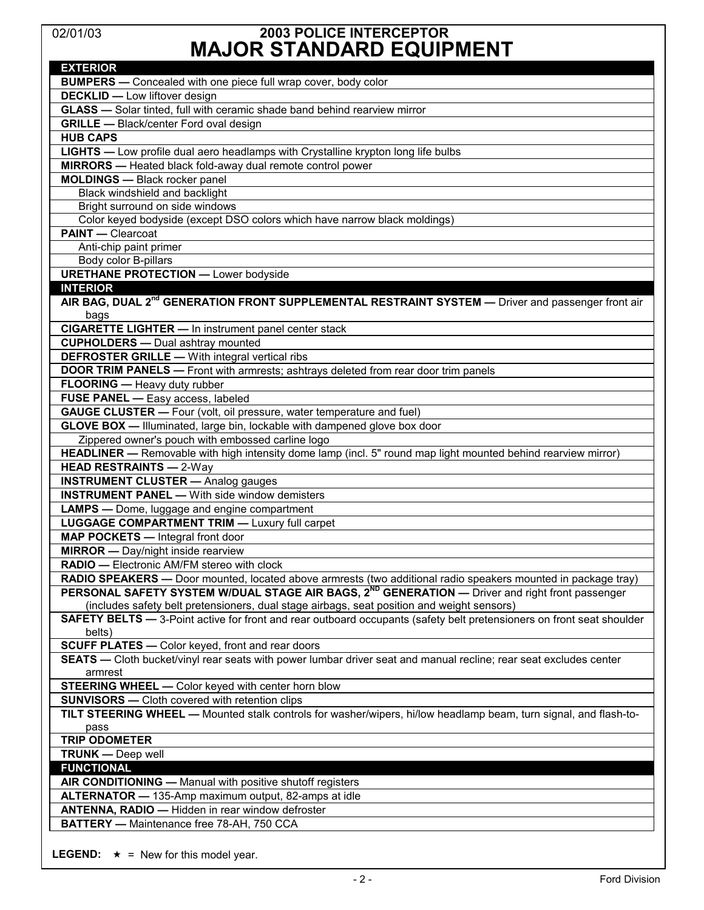# 2003 POLICE INTERCEPTOR
# MAJOR STANDARD EQUIPMENT

02/01/03

| EXTERIOR |
|---|
| **BUMPERS —** Concealed with one piece full wrap cover, body color |
| **DECKLID —** Low liftover design |
| **GLASS —** Solar tinted, full with ceramic shade band behind rearview mirror |
| **GRILLE —** Black/center Ford oval design |
| **HUB CAPS** |
| **LIGHTS —** Low profile dual aero headlamps with Crystalline krypton long life bulbs |
| **MIRRORS —** Heated black fold-away dual remote control power |
| **MOLDINGS —** Black rocker panel |
| Black windshield and backlight |
| Bright surround on side windows |
| Color keyed bodyside (except DSO colors which have narrow black moldings) |
| **PAINT —** Clearcoat |
| Anti-chip paint primer |
| Body color B-pillars |
| **URETHANE PROTECTION —** Lower bodyside |
| **INTERIOR** |
| **AIR BAG, DUAL 2nd GENERATION FRONT SUPPLEMENTAL RESTRAINT SYSTEM —** Driver and passenger front air bags |
| **CIGARETTE LIGHTER —** In instrument panel center stack |
| **CUPHOLDERS —** Dual ashtray mounted |
| **DEFROSTER GRILLE —** With integral vertical ribs |
| **DOOR TRIM PANELS —** Front with armrests; ashtrays deleted from rear door trim panels |
| **FLOORING —** Heavy duty rubber |
| **FUSE PANEL —** Easy access, labeled |
| **GAUGE CLUSTER —** Four (volt, oil pressure, water temperature and fuel) |
| **GLOVE BOX —** Illuminated, large bin, lockable with dampened glove box door |
| Zippered owner's pouch with embossed carline logo |
| **HEADLINER —** Removable with high intensity dome lamp (incl. 5" round map light mounted behind rearview mirror) |
| **HEAD RESTRAINTS —** 2-Way |
| **INSTRUMENT CLUSTER —** Analog gauges |
| **INSTRUMENT PANEL —** With side window demisters |
| **LAMPS —** Dome, luggage and engine compartment |
| **LUGGAGE COMPARTMENT TRIM —** Luxury full carpet |
| **MAP POCKETS —** Integral front door |
| **MIRROR —** Day/night inside rearview |
| **RADIO —** Electronic AM/FM stereo with clock |
| **RADIO SPEAKERS —** Door mounted, located above armrests (two additional radio speakers mounted in package tray) |
| **PERSONAL SAFETY SYSTEM W/DUAL STAGE AIR BAGS, 2ND GENERATION —** Driver and right front passenger (includes safety belt pretensioners, dual stage airbags, seat position and weight sensors) |
| **SAFETY BELTS —** 3-Point active for front and rear outboard occupants (safety belt pretensioners on front seat shoulder belts) |
| **SCUFF PLATES —** Color keyed, front and rear doors |
| **SEATS —** Cloth bucket/vinyl rear seats with power lumbar driver seat and manual recline; rear seat excludes center armrest |
| **STEERING WHEEL —** Color keyed with center horn blow |
| **SUNVISORS —** Cloth covered with retention clips |
| **TILT STEERING WHEEL —** Mounted stalk controls for washer/wipers, hi/low headlamp beam, turn signal, and flash-to-pass |
| **TRIP ODOMETER** |
| **TRUNK —** Deep well |
| **FUNCTIONAL** |
| **AIR CONDITIONING —** Manual with positive shutoff registers |
| **ALTERNATOR —** 135-Amp maximum output, 82-amps at idle |
| **ANTENNA, RADIO —** Hidden in rear window defroster |
| **BATTERY —** Maintenance free 78-AH, 750 CCA |

**LEGEND:** ★ = New for this model year.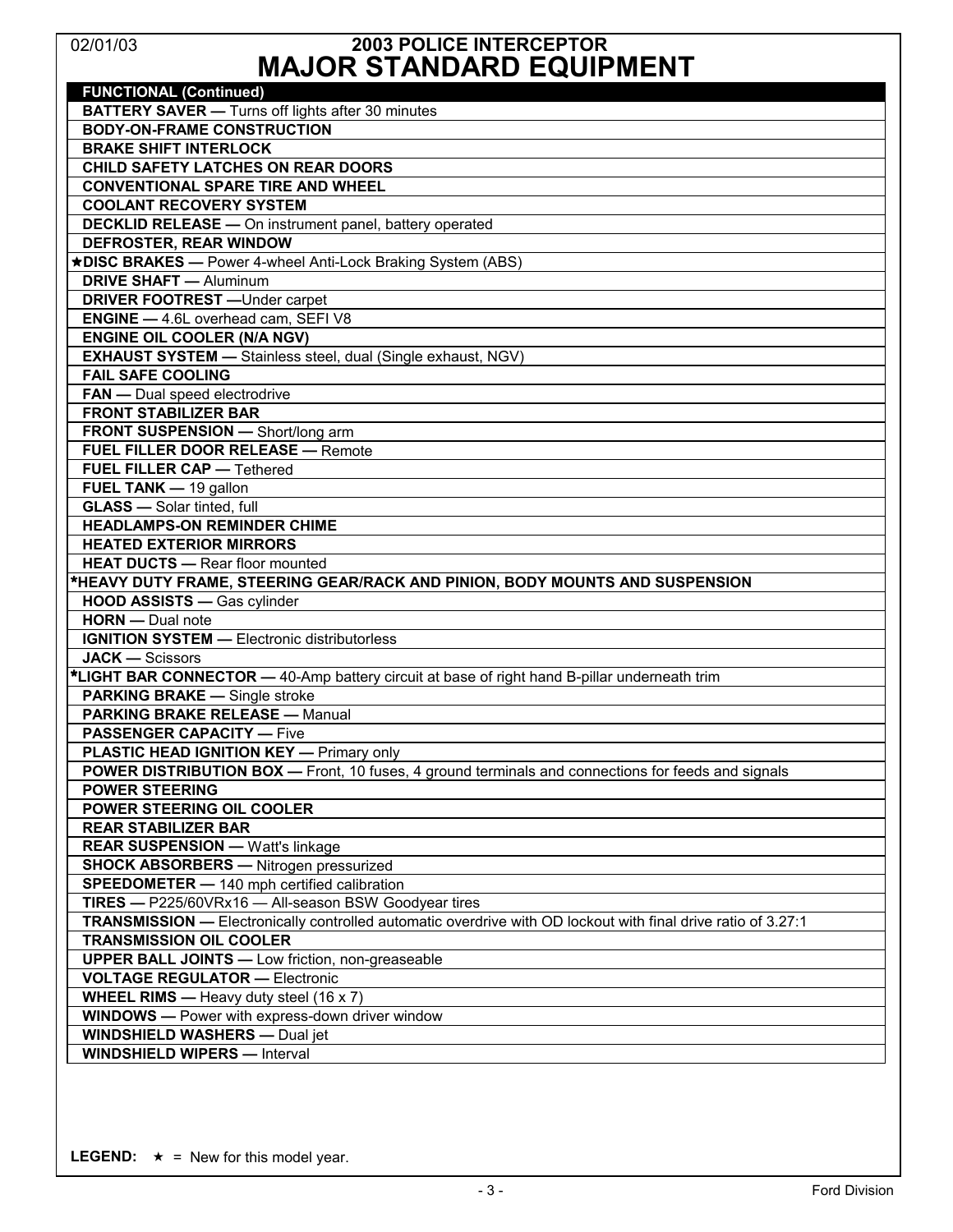02/01/03

# 2003 POLICE INTERCEPTOR
# MAJOR STANDARD EQUIPMENT

| **FUNCTIONAL (Continued)** |
|---|
| **BATTERY SAVER —** Turns off lights after 30 minutes |
| **BODY-ON-FRAME CONSTRUCTION** |
| **BRAKE SHIFT INTERLOCK** |
| **CHILD SAFETY LATCHES ON REAR DOORS** |
| **CONVENTIONAL SPARE TIRE AND WHEEL** |
| **COOLANT RECOVERY SYSTEM** |
| **DECKLID RELEASE —** On instrument panel, battery operated |
| **DEFROSTER, REAR WINDOW** |
| ★**DISC BRAKES —** Power 4-wheel Anti-Lock Braking System (ABS) |
| **DRIVE SHAFT —** Aluminum |
| **DRIVER FOOTREST —**Under carpet |
| **ENGINE —** 4.6L overhead cam, SEFI V8 |
| **ENGINE OIL COOLER (N/A NGV)** |
| **EXHAUST SYSTEM —** Stainless steel, dual (Single exhaust, NGV) |
| **FAIL SAFE COOLING** |
| **FAN —** Dual speed electrodrive |
| **FRONT STABILIZER BAR** |
| **FRONT SUSPENSION —** Short/long arm |
| **FUEL FILLER DOOR RELEASE —** Remote |
| **FUEL FILLER CAP —** Tethered |
| **FUEL TANK —** 19 gallon |
| **GLASS —** Solar tinted, full |
| **HEADLAMPS-ON REMINDER CHIME** |
| **HEATED EXTERIOR MIRRORS** |
| **HEAT DUCTS —** Rear floor mounted |
| ★**HEAVY DUTY FRAME, STEERING GEAR/RACK AND PINION, BODY MOUNTS AND SUSPENSION** |
| **HOOD ASSISTS —** Gas cylinder |
| **HORN —** Dual note |
| **IGNITION SYSTEM —** Electronic distributorless |
| **JACK —** Scissors |
| ★**LIGHT BAR CONNECTOR —** 40-Amp battery circuit at base of right hand B-pillar underneath trim |
| **PARKING BRAKE —** Single stroke |
| **PARKING BRAKE RELEASE —** Manual |
| **PASSENGER CAPACITY —** Five |
| **PLASTIC HEAD IGNITION KEY —** Primary only |
| **POWER DISTRIBUTION BOX —** Front, 10 fuses, 4 ground terminals and connections for feeds and signals |
| **POWER STEERING** |
| **POWER STEERING OIL COOLER** |
| **REAR STABILIZER BAR** |
| **REAR SUSPENSION —** Watt's linkage |
| **SHOCK ABSORBERS —** Nitrogen pressurized |
| **SPEEDOMETER —** 140 mph certified calibration |
| **TIRES —** P225/60VRx16 — All-season BSW Goodyear tires |
| **TRANSMISSION —** Electronically controlled automatic overdrive with OD lockout with final drive ratio of 3.27:1 |
| **TRANSMISSION OIL COOLER** |
| **UPPER BALL JOINTS —** Low friction, non-greaseable |
| **VOLTAGE REGULATOR —** Electronic |
| **WHEEL RIMS —** Heavy duty steel (16 x 7) |
| **WINDOWS —** Power with express-down driver window |
| **WINDSHIELD WASHERS —** Dual jet |
| **WINDSHIELD WIPERS —** Interval |

**LEGEND:** ★ = New for this model year.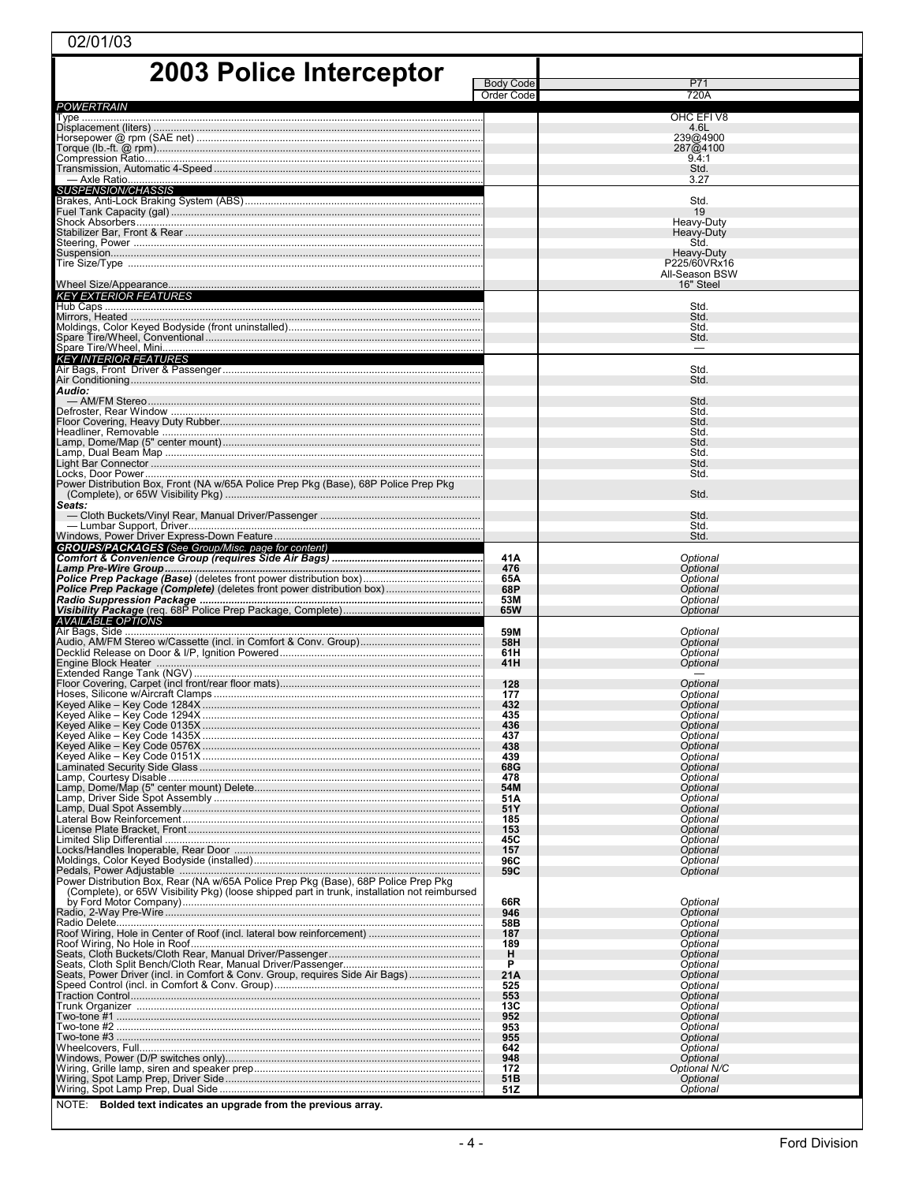02/01/03

# 2003 Police Interceptor

| | | Body Code | P71 |
|---|---|---|---|
| | | Order Code | 720A |
| **POWERTRAIN** | | | |
| Type | | | OHC EFI V8 |
| Displacement (liters) | | | 4.6L |
| Horsepower @ rpm (SAE net) | | | 239@4900 |
| Torque (lb.-ft. @ rpm) | | | 287@4100 |
| Compression Ratio | | | 9.4:1 |
| Transmission, Automatic 4-Speed | | | Std. |
| — Axle Ratio | | | 3.27 |
| **SUSPENSION/CHASSIS** | | | |
| Brakes, Anti-Lock Braking System (ABS) | | | Std. |
| Fuel Tank Capacity (gal) | | | 19 |
| Shock Absorbers | | | Heavy-Duty |
| Stabilizer Bar, Front & Rear | | | Heavy-Duty |
| Steering, Power | | | Std. |
| Suspension | | | Heavy-Duty |
| Tire Size/Type | | | P225/60VRx16 All-Season BSW |
| Wheel Size/Appearance | | | 16" Steel |
| **KEY EXTERIOR FEATURES** | | | |
| Hub Caps | | | Std. |
| Mirrors, Heated | | | Std. |
| Moldings, Color Keyed Bodyside (front uninstalled) | | | Std. |
| Spare Tire/Wheel, Conventional | | | Std. |
| Spare Tire/Wheel, Mini | | | — |
| **KEY INTERIOR FEATURES** | | | |
| Air Bags, Front Driver & Passenger | | | Std. |
| Air Conditioning | | | Std. |
| ***Audio:*** | | | |
| — AM/FM Stereo | | | Std. |
| Defroster, Rear Window | | | Std. |
| Floor Covering, Heavy Duty Rubber | | | Std. |
| Headliner, Removable | | | Std. |
| Lamp, Dome/Map (5" center mount) | | | Std. |
| Lamp, Dual Beam Map | | | Std. |
| Light Bar Connector | | | Std. |
| Locks, Door Power | | | Std. |
| Power Distribution Box, Front (NA w/65A Police Prep Pkg (Base), 68P Police Prep Pkg (Complete), or 65W Visibility Pkg) | | | Std. |
| ***Seats:*** | | | |
| — Cloth Buckets/Vinyl Rear, Manual Driver/Passenger | | | Std. |
| — Lumbar Support, Driver | | | Std. |
| Windows, Power Driver Express-Down Feature | | | Std. |
| ***GROUPS/PACKAGES*** *(See Group/Misc. page for content)* | | | |
| ***Comfort & Convenience Group (requires Side Air Bags)*** | | 41A | *Optional* |
| ***Lamp Pre-Wire Group*** | | 476 | *Optional* |
| ***Police Prep Package (Base)*** (deletes front power distribution box) | | 65A | *Optional* |
| ***Police Prep Package (Complete)*** (deletes front power distribution box) | | 68P | *Optional* |
| ***Radio Suppression Package*** | | 53M | *Optional* |
| ***Visibility Package*** (req. 68P Police Prep Package, Complete) | | 65W | *Optional* |
| **AVAILABLE OPTIONS** | | | |
| Air Bags, Side | | 59M | *Optional* |
| Audio, AM/FM Stereo w/Cassette (incl. in Comfort & Conv. Group) | | 58H | *Optional* |
| Decklid Release on Door & I/P, Ignition Powered | | 61H | *Optional* |
| Engine Block Heater | | 41H | *Optional* |
| Extended Range Tank (NGV) | | | — |
| Floor Covering, Carpet (incl front/rear floor mats) | | 128 | *Optional* |
| Hoses, Silicone w/Aircraft Clamps | | 177 | *Optional* |
| Keyed Alike – Key Code 1284X | | 432 | *Optional* |
| Keyed Alike – Key Code 1294X | | 435 | *Optional* |
| Keyed Alike – Key Code 0135X | | 436 | *Optional* |
| Keyed Alike – Key Code 1435X | | 437 | *Optional* |
| Keyed Alike – Key Code 0576X | | 438 | *Optional* |
| Keyed Alike – Key Code 0151X | | 439 | *Optional* |
| Laminated Security Side Glass | | 68G | *Optional* |
| Lamp, Courtesy Disable | | 478 | *Optional* |
| Lamp, Dome/Map (5" center mount) Delete | | 54M | *Optional* |
| Lamp, Driver Side Spot Assembly | | 51A | *Optional* |
| Lamp, Dual Spot Assembly | | 51Y | *Optional* |
| Lateral Bow Reinforcement | | 185 | *Optional* |
| License Plate Bracket, Front | | 153 | *Optional* |
| Limited Slip Differential | | 45C | *Optional* |
| Locks/Handles Inoperable, Rear Door | | 157 | *Optional* |
| Moldings, Color Keyed Bodyside (installed) | | 96C | *Optional* |
| Pedals, Power Adjustable | | 59C | *Optional* |
| Power Distribution Box, Rear (NA w/65A Police Prep Pkg (Base), 68P Police Prep Pkg (Complete), or 65W Visibility Pkg) (loose shipped part in trunk, installation not reimbursed by Ford Motor Company) | | 66R | *Optional* |
| Radio, 2-Way Pre-Wire | | 946 | *Optional* |
| Radio Delete | | 58B | *Optional* |
| Roof Wiring, Hole in Center of Roof (incl. lateral bow reinforcement) | | 187 | *Optional* |
| Roof Wiring, No Hole in Roof | | 189 | *Optional* |
| Seats, Cloth Buckets/Cloth Rear, Manual Driver/Passenger | | H | *Optional* |
| Seats, Cloth Split Bench/Cloth Rear, Manual Driver/Passenger | | P | *Optional* |
| Seats, Power Driver (incl. in Comfort & Conv. Group, requires Side Air Bags) | | 21A | *Optional* |
| Speed Control (incl. in Comfort & Conv. Group) | | 525 | *Optional* |
| Traction Control | | 553 | *Optional* |
| Trunk Organizer | | 13C | *Optional* |
| Two-tone #1 | | 952 | *Optional* |
| Two-tone #2 | | 953 | *Optional* |
| Two-tone #3 | | 955 | *Optional* |
| Wheelcovers, Full | | 642 | *Optional* |
| Windows, Power (D/P switches only) | | 948 | *Optional* |
| Wiring, Grille lamp, siren and speaker prep | | 172 | *Optional N/C* |
| Wiring, Spot Lamp Prep, Driver Side | | 51B | *Optional* |
| Wiring, Spot Lamp Prep, Dual Side | | 51Z | *Optional* |

NOTE: **Bolded text indicates an upgrade from the previous array.**

Ford Division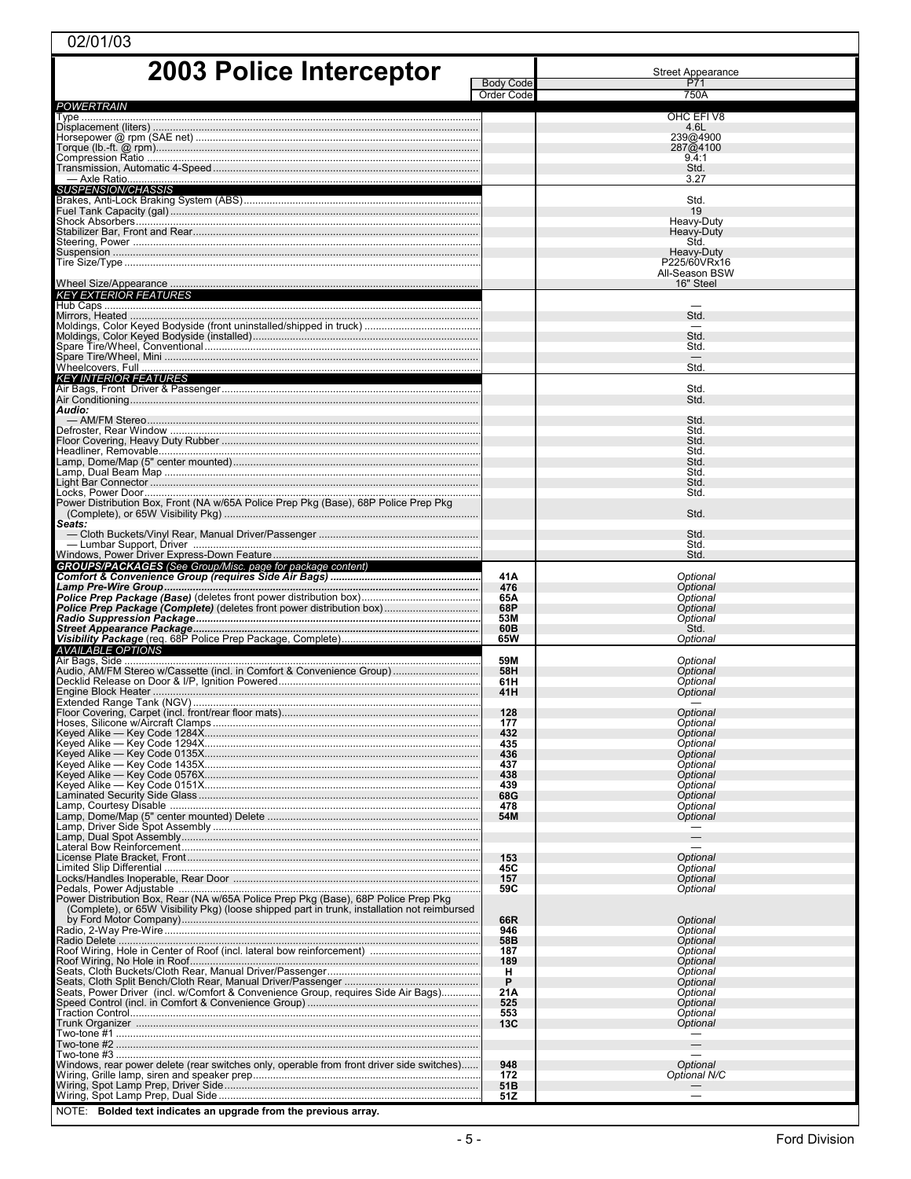02/01/03

# 2003 Police Interceptor

| | Body Code / Order Code | Street Appearance P71 750A |
|---|---|---|
| ***POWERTRAIN*** | | |
| Type | | OHC EFI V8 |
| Displacement (liters) | | 4.6L |
| Horsepower @ rpm (SAE net) | | 239@4900 |
| Torque (lb.-ft. @ rpm) | | 287@4100 |
| Compression Ratio | | 9.4:1 |
| Transmission, Automatic 4-Speed | | Std. |
| — Axle Ratio | | 3.27 |
| ***SUSPENSION/CHASSIS*** | | |
| Brakes, Anti-Lock Braking System (ABS) | | Std. |
| Fuel Tank Capacity (gal) | | 19 |
| Shock Absorbers | | Heavy-Duty |
| Stabilizer Bar, Front and Rear | | Heavy-Duty |
| Steering, Power | | Std. |
| Suspension | | Heavy-Duty |
| Tire Size/Type | | P225/60VRx16 All-Season BSW |
| Wheel Size/Appearance | | 16" Steel |
| ***KEY EXTERIOR FEATURES*** | | |
| Hub Caps | | — |
| Mirrors, Heated | | Std. |
| Moldings, Color Keyed Bodyside (front uninstalled/shipped in truck) | | — |
| Moldings, Color Keyed Bodyside (installed) | | Std. |
| Spare Tire/Wheel, Conventional | | Std. |
| Spare Tire/Wheel, Mini | | — |
| Wheelcovers, Full | | Std. |
| ***KEY INTERIOR FEATURES*** | | |
| Air Bags, Front Driver & Passenger | | Std. |
| Air Conditioning | | Std. |
| ***Audio:*** | | |
| — AM/FM Stereo | | Std. |
| Defroster, Rear Window | | Std. |
| Floor Covering, Heavy Duty Rubber | | Std. |
| Headliner, Removable | | Std. |
| Lamp, Dome/Map (5" center mounted) | | Std. |
| Lamp, Dual Beam Map | | Std. |
| Light Bar Connector | | Std. |
| Locks, Power Door | | Std. |
| Power Distribution Box, Front (NA w/65A Police Prep Pkg (Base), 68P Police Prep Pkg (Complete), or 65W Visibility Pkg) | | Std. |
| ***Seats:*** | | |
| — Cloth Buckets/Vinyl Rear, Manual Driver/Passenger | | Std. |
| — Lumbar Support, Driver | | Std. |
| Windows, Power Driver Express-Down Feature | | Std. |
| ***GROUPS/PACKAGES*** *(See Group/Misc. page for package content)* | | |
| ***Comfort & Convenience Group (requires Side Air Bags)*** | 41A | *Optional* |
| ***Lamp Pre-Wire Group*** | 476 | *Optional* |
| ***Police Prep Package (Base)*** (deletes front power distribution box) | 65A | *Optional* |
| ***Police Prep Package (Complete)*** (deletes front power distribution box) | 68P | *Optional* |
| ***Radio Suppression Package*** | 53M | *Optional* |
| ***Street Appearance Package*** | 60B | Std. |
| ***Visibility Package*** (req. 68P Police Prep Package, Complete) | 65W | *Optional* |
| ***AVAILABLE OPTIONS*** | | |
| Air Bags, Side | 59M | *Optional* |
| Audio, AM/FM Stereo w/Cassette (incl. in Comfort & Convenience Group) | 58H | *Optional* |
| Decklid Release on Door & I/P, Ignition Powered | 61H | *Optional* |
| Engine Block Heater | 41H | *Optional* |
| Extended Range Tank (NGV) | | — |
| Floor Covering, Carpet (incl. front/rear floor mats) | 128 | *Optional* |
| Hoses, Silicone w/Aircraft Clamps | 177 | *Optional* |
| Keyed Alike — Key Code 1284X | 432 | *Optional* |
| Keyed Alike — Key Code 1294X | 435 | *Optional* |
| Keyed Alike — Key Code 0135X | 436 | *Optional* |
| Keyed Alike — Key Code 1435X | 437 | *Optional* |
| Keyed Alike — Key Code 0576X | 438 | *Optional* |
| Keyed Alike — Key Code 0151X | 439 | *Optional* |
| Laminated Security Side Glass | 68G | *Optional* |
| Lamp, Courtesy Disable | 478 | *Optional* |
| Lamp, Dome/Map (5" center mounted) Delete | 54M | *Optional* |
| Lamp, Driver Side Spot Assembly | | — |
| Lamp, Dual Spot Assembly | | — |
| Lateral Bow Reinforcement | | — |
| License Plate Bracket, Front | 153 | *Optional* |
| Limited Slip Differential | 45C | *Optional* |
| Locks/Handles Inoperable, Rear Door | 157 | *Optional* |
| Pedals, Power Adjustable | 59C | *Optional* |
| Power Distribution Box, Rear (NA w/65A Police Prep Pkg (Base), 68P Police Prep Pkg (Complete), or 65W Visibility Pkg) (loose shipped part in trunk, installation not reimbursed by Ford Motor Company) | 66R | *Optional* |
| Radio, 2-Way Pre-Wire | 946 | *Optional* |
| Radio Delete | 58B | *Optional* |
| Roof Wiring, Hole in Center of Roof (incl. lateral bow reinforcement) | 187 | *Optional* |
| Roof Wiring, No Hole in Roof | 189 | *Optional* |
| Seats, Cloth Buckets/Cloth Rear, Manual Driver/Passenger | H | *Optional* |
| Seats, Cloth Split Bench/Cloth Rear, Manual Driver/Passenger | P | *Optional* |
| Seats, Power Driver (incl. w/Comfort & Convenience Group, requires Side Air Bags) | 21A | *Optional* |
| Speed Control (incl. in Comfort & Convenience Group) | 525 | *Optional* |
| Traction Control | 553 | *Optional* |
| Trunk Organizer | 13C | *Optional* |
| Two-tone #1 | | — |
| Two-tone #2 | | — |
| Two-tone #3 | | — |
| Windows, rear power delete (rear switches only, operable from front driver side switches) | 948 | *Optional* |
| Wiring, Grille lamp, siren and speaker prep | 172 | *Optional N/C* |
| Wiring, Spot Lamp Prep, Driver Side | 51B | — |
| Wiring, Spot Lamp Prep, Dual Side | 51Z | — |

NOTE: **Bolded text indicates an upgrade from the previous array.**

Ford Division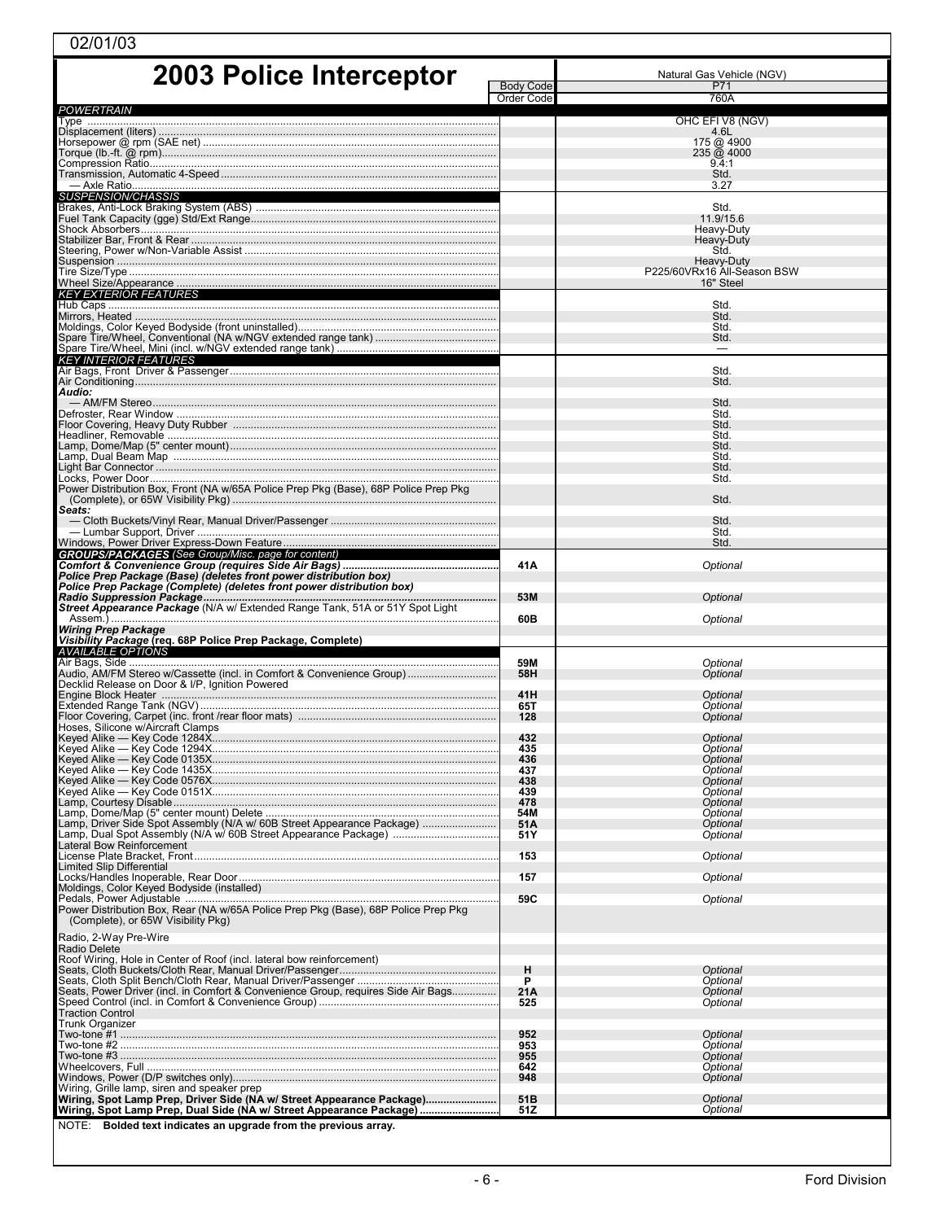02/01/03

# 2003 Police Interceptor

| | Body Code / Order Code | Natural Gas Vehicle (NGV) P71 760A |
|---|---|---|
| ***POWERTRAIN*** | | |
| Type | | OHC EFI V8 (NGV) |
| Displacement (liters) | | 4.6L |
| Horsepower @ rpm (SAE net) | | 175 @ 4900 |
| Torque (lb.-ft. @ rpm) | | 235 @ 4000 |
| Compression Ratio | | 9.4:1 |
| Transmission, Automatic 4-Speed | | Std. |
| — Axle Ratio | | 3.27 |
| ***SUSPENSION/CHASSIS*** | | |
| Brakes, Anti-Lock Braking System (ABS) | | Std. |
| Fuel Tank Capacity (gge) Std/Ext Range | | 11.9/15.6 |
| Shock Absorbers | | Heavy-Duty |
| Stabilizer Bar, Front & Rear | | Heavy-Duty |
| Steering, Power w/Non-Variable Assist | | Std. |
| Suspension | | Heavy-Duty |
| Tire Size/Type | | P225/60VRx16 All-Season BSW |
| Wheel Size/Appearance | | 16" Steel |
| ***KEY EXTERIOR FEATURES*** | | |
| Hub Caps | | Std. |
| Mirrors, Heated | | Std. |
| Moldings, Color Keyed Bodyside (front uninstalled) | | Std. |
| Spare Tire/Wheel, Conventional (NA w/NGV extended range tank) | | Std. |
| Spare Tire/Wheel, Mini (incl. w/NGV extended range tank) | | — |
| ***KEY INTERIOR FEATURES*** | | |
| Air Bags, Front Driver & Passenger | | Std. |
| Air Conditioning | | Std. |
| ***Audio:*** | | |
| — AM/FM Stereo | | Std. |
| Defroster, Rear Window | | Std. |
| Floor Covering, Heavy Duty Rubber | | Std. |
| Headliner, Removable | | Std. |
| Lamp, Dome/Map (5" center mount) | | Std. |
| Lamp, Dual Beam Map | | Std. |
| Light Bar Connector | | Std. |
| Locks, Power Door | | Std. |
| Power Distribution Box, Front (NA w/65A Police Prep Pkg (Base), 68P Police Prep Pkg (Complete), or 65W Visibility Pkg) | | Std. |
| ***Seats:*** | | |
| — Cloth Buckets/Vinyl Rear, Manual Driver/Passenger | | Std. |
| — Lumbar Support, Driver | | Std. |
| Windows, Power Driver Express-Down Feature | | Std. |
| ***GROUPS/PACKAGES** (See Group/Misc. page for content)* | | |
| ***Comfort & Convenience Group (requires Side Air Bags)*** | **41A** | *Optional* |
| ***Police Prep Package (Base) (deletes front power distribution box)*** | | |
| ***Police Prep Package (Complete) (deletes front power distribution box)*** | | |
| ***Radio Suppression Package*** | **53M** | *Optional* |
| ***Street Appearance Package** (N/A w/ Extended Range Tank, 51A or 51Y Spot Light Assem.)* | **60B** | *Optional* |
| ***Wiring Prep Package*** | | |
| ***Visibility Package** **(req. 68P Police Prep Package, Complete)*** | | |
| ***AVAILABLE OPTIONS*** | | |
| Air Bags, Side | **59M** | *Optional* |
| Audio, AM/FM Stereo w/Cassette (incl. in Comfort & Convenience Group) | **58H** | *Optional* |
| Decklid Release on Door & I/P, Ignition Powered | | |
| Engine Block Heater | **41H** | *Optional* |
| Extended Range Tank (NGV) | **65T** | *Optional* |
| Floor Covering, Carpet (inc. front /rear floor mats) | **128** | *Optional* |
| Hoses, Silicone w/Aircraft Clamps | | |
| Keyed Alike — Key Code 1284X | **432** | *Optional* |
| Keyed Alike — Key Code 1294X | **435** | *Optional* |
| Keyed Alike — Key Code 0135X | **436** | *Optional* |
| Keyed Alike — Key Code 1435X | **437** | *Optional* |
| Keyed Alike — Key Code 0576X | **438** | *Optional* |
| Keyed Alike — Key Code 0151X | **439** | *Optional* |
| Lamp, Courtesy Disable | **478** | *Optional* |
| Lamp, Dome/Map (5" center mount) Delete | **54M** | *Optional* |
| Lamp, Driver Side Spot Assembly (N/A w/ 60B Street Appearance Package) | **51A** | *Optional* |
| Lamp, Dual Spot Assembly (N/A w/ 60B Street Appearance Package) | **51Y** | *Optional* |
| Lateral Bow Reinforcement | | |
| License Plate Bracket, Front | **153** | *Optional* |
| Limited Slip Differential | | |
| Locks/Handles Inoperable, Rear Door | **157** | *Optional* |
| Moldings, Color Keyed Bodyside (installed) | | |
| Pedals, Power Adjustable | **59C** | *Optional* |
| Power Distribution Box, Rear (NA w/65A Police Prep Pkg (Base), 68P Police Prep Pkg (Complete), or 65W Visibility Pkg) | | |
| Radio, 2-Way Pre-Wire | | |
| Radio Delete | | |
| Roof Wiring, Hole in Center of Roof (incl. lateral bow reinforcement) | | |
| Seats, Cloth Buckets/Cloth Rear, Manual Driver/Passenger | **H** | *Optional* |
| Seats, Cloth Split Bench/Cloth Rear, Manual Driver/Passenger | **P** | *Optional* |
| Seats, Power Driver (incl. in Comfort & Convenience Group, requires Side Air Bags | **21A** | *Optional* |
| Speed Control (incl. in Comfort & Convenience Group) | **525** | *Optional* |
| Traction Control | | |
| Trunk Organizer | | |
| Two-tone #1 | **952** | *Optional* |
| Two-tone #2 | **953** | *Optional* |
| Two-tone #3 | **955** | *Optional* |
| Wheelcovers, Full | **642** | *Optional* |
| Windows, Power (D/P switches only) | **948** | *Optional* |
| Wiring, Grille lamp, siren and speaker prep | | |
| **Wiring, Spot Lamp Prep, Driver Side (NA w/ Street Appearance Package)** | **51B** | *Optional* |
| **Wiring, Spot Lamp Prep, Dual Side (NA w/ Street Appearance Package)** | **51Z** | *Optional* |

NOTE: **Bolded text indicates an upgrade from the previous array.**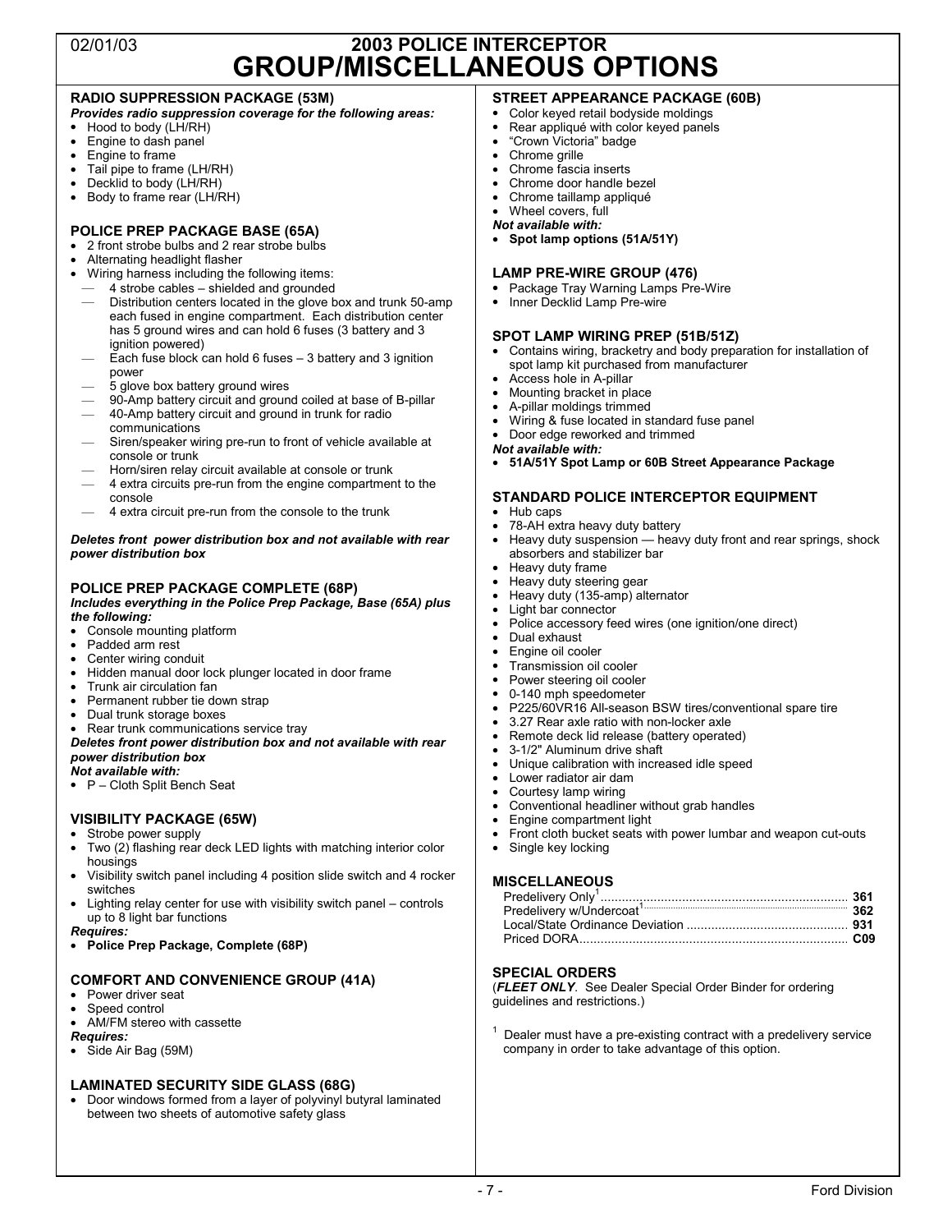# 2003 POLICE INTERCEPTOR
# GROUP/MISCELLANEOUS OPTIONS

02/01/03

### RADIO SUPPRESSION PACKAGE (53M)

***Provides radio suppression coverage for the following areas:***

- Hood to body (LH/RH)
- Engine to dash panel
- Engine to frame
- Tail pipe to frame (LH/RH)
- Decklid to body (LH/RH)
- Body to frame rear (LH/RH)

### POLICE PREP PACKAGE BASE (65A)

- 2 front strobe bulbs and 2 rear strobe bulbs
- Alternating headlight flasher
- Wiring harness including the following items:
  - 4 strobe cables – shielded and grounded
  - Distribution centers located in the glove box and trunk 50-amp each fused in engine compartment. Each distribution center has 5 ground wires and can hold 6 fuses (3 battery and 3 ignition powered)
  - Each fuse block can hold 6 fuses – 3 battery and 3 ignition power
  - 5 glove box battery ground wires
  - 90-Amp battery circuit and ground coiled at base of B-pillar
  - 40-Amp battery circuit and ground in trunk for radio communications
  - Siren/speaker wiring pre-run to front of vehicle available at console or trunk
  - Horn/siren relay circuit available at console or trunk
  - 4 extra circuits pre-run from the engine compartment to the console
  - 4 extra circuit pre-run from the console to the trunk

***Deletes front power distribution box and not available with rear power distribution box***

### POLICE PREP PACKAGE COMPLETE (68P)

***Includes everything in the Police Prep Package, Base (65A) plus the following:***

- Console mounting platform
- Padded arm rest
- Center wiring conduit
- Hidden manual door lock plunger located in door frame
- Trunk air circulation fan
- Permanent rubber tie down strap
- Dual trunk storage boxes
- Rear trunk communications service tray

***Deletes front power distribution box and not available with rear power distribution box***

***Not available with:***

- P – Cloth Split Bench Seat

### VISIBILITY PACKAGE (65W)

- Strobe power supply
- Two (2) flashing rear deck LED lights with matching interior color housings
- Visibility switch panel including 4 position slide switch and 4 rocker switches
- Lighting relay center for use with visibility switch panel – controls up to 8 light bar functions

***Requires:***

- **Police Prep Package, Complete (68P)**

### COMFORT AND CONVENIENCE GROUP (41A)

- Power driver seat
- Speed control
- AM/FM stereo with cassette

***Requires:***

- Side Air Bag (59M)

### LAMINATED SECURITY SIDE GLASS (68G)

- Door windows formed from a layer of polyvinyl butyral laminated between two sheets of automotive safety glass

### STREET APPEARANCE PACKAGE (60B)

- Color keyed retail bodyside moldings
- Rear appliqué with color keyed panels
- "Crown Victoria" badge
- Chrome grille
- Chrome fascia inserts
- Chrome door handle bezel
- Chrome taillamp appliqué
- Wheel covers, full

***Not available with:***

- **Spot lamp options (51A/51Y)**

### LAMP PRE-WIRE GROUP (476)

- Package Tray Warning Lamps Pre-Wire
- Inner Decklid Lamp Pre-wire

### SPOT LAMP WIRING PREP (51B/51Z)

- Contains wiring, bracketry and body preparation for installation of spot lamp kit purchased from manufacturer
- Access hole in A-pillar
- Mounting bracket in place
- A-pillar moldings trimmed
- Wiring & fuse located in standard fuse panel
- Door edge reworked and trimmed

***Not available with:***

- **51A/51Y Spot Lamp or 60B Street Appearance Package**

### STANDARD POLICE INTERCEPTOR EQUIPMENT

- Hub caps
- 78-AH extra heavy duty battery
- Heavy duty suspension — heavy duty front and rear springs, shock absorbers and stabilizer bar
- Heavy duty frame
- Heavy duty steering gear
- Heavy duty (135-amp) alternator
- Light bar connector
- Police accessory feed wires (one ignition/one direct)
- Dual exhaust
- Engine oil cooler
- Transmission oil cooler
- Power steering oil cooler
- 0-140 mph speedometer
- P225/60VR16 All-season BSW tires/conventional spare tire
- 3.27 Rear axle ratio with non-locker axle
- Remote deck lid release (battery operated)
- 3-1/2" Aluminum drive shaft
- Unique calibration with increased idle speed
- Lower radiator air dam
- Courtesy lamp wiring
- Conventional headliner without grab handles
- Engine compartment light
- Front cloth bucket seats with power lumbar and weapon cut-outs
- Single key locking

### MISCELLANEOUS

| | |
|---|---|
| Predelivery Only[1] | **361** |
| Predelivery w/Undercoat[1] | **362** |
| Local/State Ordinance Deviation | **931** |
| Priced DORA | **C09** |

### SPECIAL ORDERS

(***FLEET ONLY***. See Dealer Special Order Binder for ordering guidelines and restrictions.)

[1] Dealer must have a pre-existing contract with a predelivery service company in order to take advantage of this option.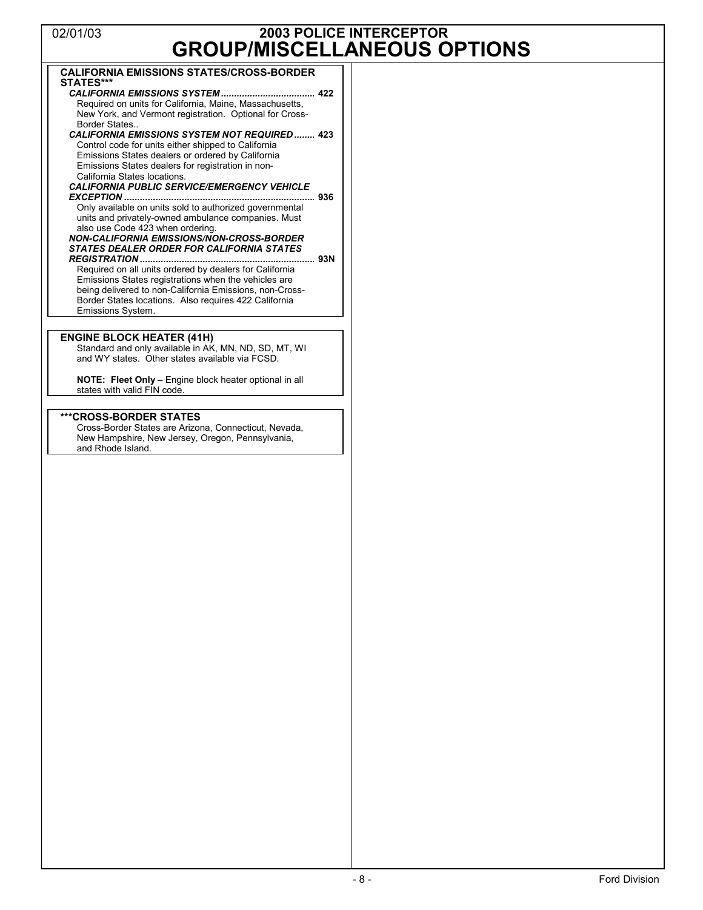# 2003 POLICE INTERCEPTOR
# GROUP/MISCELLANEOUS OPTIONS

## CALIFORNIA EMISSIONS STATES/CROSS-BORDER STATES***

***CALIFORNIA EMISSIONS SYSTEM*** **.................................... 422**

Required on units for California, Maine, Massachusetts, New York, and Vermont registration. Optional for Cross-Border States..

***CALIFORNIA EMISSIONS SYSTEM NOT REQUIRED*** **........ 423**

Control code for units either shipped to California Emissions States dealers or ordered by California Emissions States dealers for registration in non-California States locations.

***CALIFORNIA PUBLIC SERVICE/EMERGENCY VEHICLE EXCEPTION*** **....................................................................... 936**

Only available on units sold to authorized governmental units and privately-owned ambulance companies. Must also use Code 423 when ordering.

***NON-CALIFORNIA EMISSIONS/NON-CROSS-BORDER STATES DEALER ORDER FOR CALIFORNIA STATES REGISTRATION*** **.................................................................. 93N**

Required on all units ordered by dealers for California Emissions States registrations when the vehicles are being delivered to non-California Emissions, non-Cross-Border States locations. Also requires 422 California Emissions System.

## ENGINE BLOCK HEATER (41H)

Standard and only available in AK, MN, ND, SD, MT, WI and WY states. Other states available via FCSD.

**NOTE: Fleet Only –** Engine block heater optional in all states with valid FIN code.

## ***CROSS-BORDER STATES

Cross-Border States are Arizona, Connecticut, Nevada, New Hampshire, New Jersey, Oregon, Pennsylvania, and Rhode Island.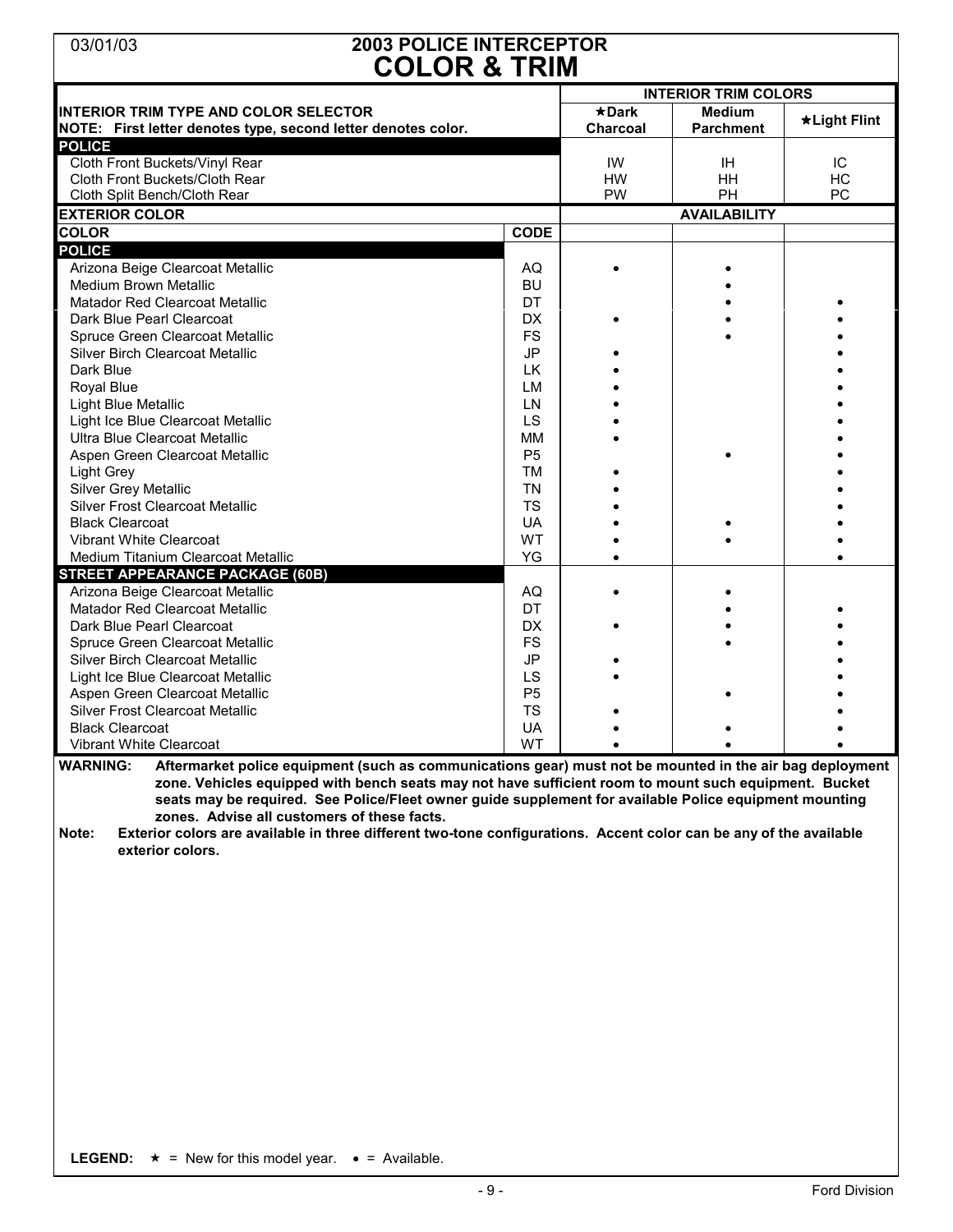03/01/03

# 2003 POLICE INTERCEPTOR
## COLOR & TRIM

| INTERIOR TRIM TYPE AND COLOR SELECTOR<br>NOTE: First letter denotes type, second letter denotes color. | | INTERIOR TRIM COLORS | | |
|---|---|---|---|---|
| | | ★Dark Charcoal | Medium Parchment | ★Light Flint |
| **POLICE** | | | | |
| Cloth Front Buckets/Vinyl Rear | | IW | IH | IC |
| Cloth Front Buckets/Cloth Rear | | HW | HH | HC |
| Cloth Split Bench/Cloth Rear | | PW | PH | PC |
| **EXTERIOR COLOR** | | **AVAILABILITY** | | |
| **COLOR** | **CODE** | | | |
| **POLICE** | | | | |
| Arizona Beige Clearcoat Metallic | AQ | • | • | |
| Medium Brown Metallic | BU | | • | |
| Matador Red Clearcoat Metallic | DT | | • | • |
| Dark Blue Pearl Clearcoat | DX | • | • | • |
| Spruce Green Clearcoat Metallic | FS | | • | • |
| Silver Birch Clearcoat Metallic | JP | • | | • |
| Dark Blue | LK | • | | • |
| Royal Blue | LM | • | | • |
| Light Blue Metallic | LN | • | | • |
| Light Ice Blue Clearcoat Metallic | LS | • | | • |
| Ultra Blue Clearcoat Metallic | MM | • | | • |
| Aspen Green Clearcoat Metallic | P5 | | • | • |
| Light Grey | TM | • | | • |
| Silver Grey Metallic | TN | • | | • |
| Silver Frost Clearcoat Metallic | TS | • | | • |
| Black Clearcoat | UA | • | • | • |
| Vibrant White Clearcoat | WT | • | • | • |
| Medium Titanium Clearcoat Metallic | YG | • | | • |
| **STREET APPEARANCE PACKAGE (60B)** | | | | |
| Arizona Beige Clearcoat Metallic | AQ | • | • | |
| Matador Red Clearcoat Metallic | DT | | • | • |
| Dark Blue Pearl Clearcoat | DX | • | • | • |
| Spruce Green Clearcoat Metallic | FS | | • | • |
| Silver Birch Clearcoat Metallic | JP | • | | • |
| Light Ice Blue Clearcoat Metallic | LS | • | | • |
| Aspen Green Clearcoat Metallic | P5 | | • | • |
| Silver Frost Clearcoat Metallic | TS | • | | • |
| Black Clearcoat | UA | • | • | • |
| Vibrant White Clearcoat | WT | • | • | • |

**WARNING: Aftermarket police equipment (such as communications gear) must not be mounted in the air bag deployment zone. Vehicles equipped with bench seats may not have sufficient room to mount such equipment. Bucket seats may be required. See Police/Fleet owner guide supplement for available Police equipment mounting zones. Advise all customers of these facts.**

**Note: Exterior colors are available in three different two-tone configurations. Accent color can be any of the available exterior colors.**

**LEGEND:** ★ = New for this model year. • = Available.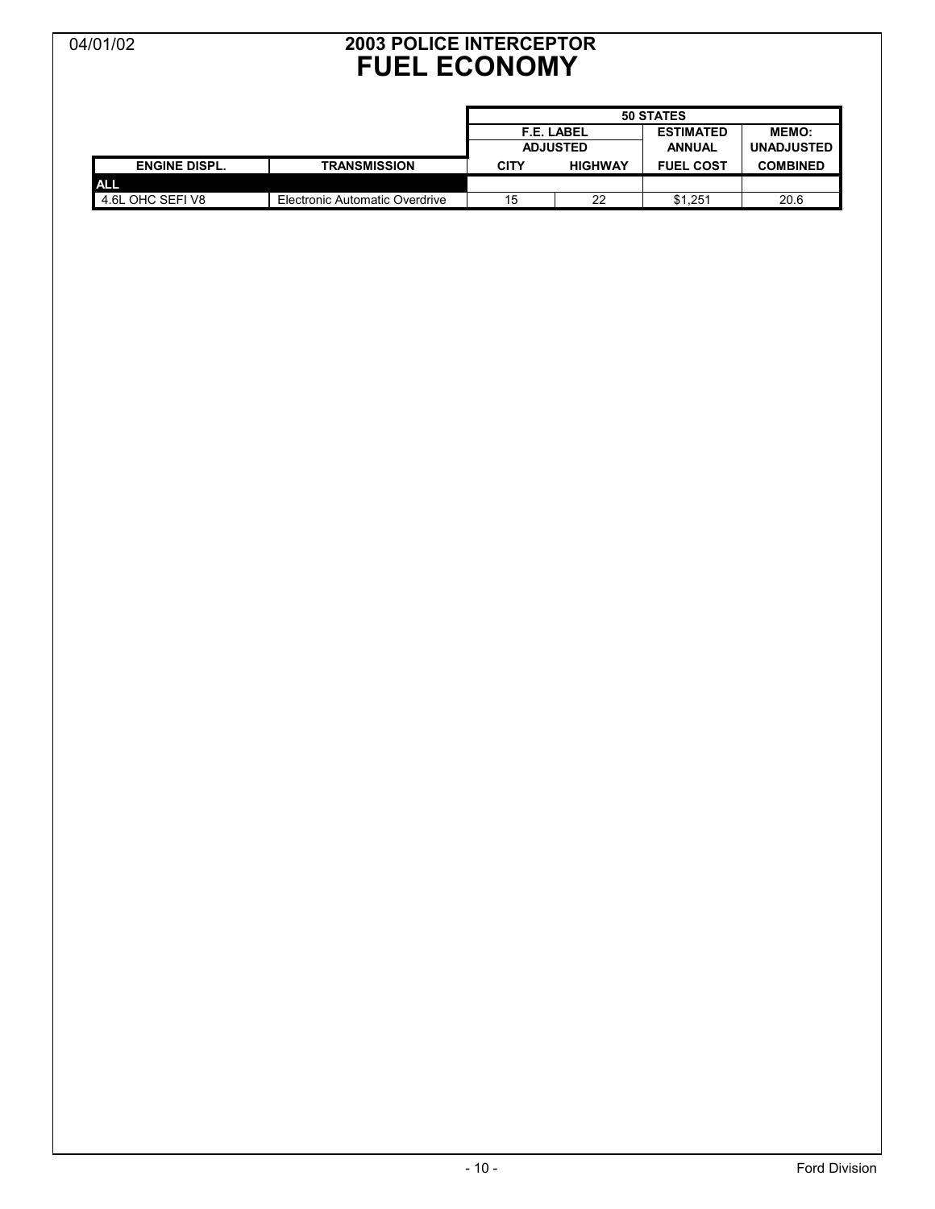04/01/02

# 2003 POLICE INTERCEPTOR
# FUEL ECONOMY

| | | 50 STATES | | | |
|---|---|---|---|---|---|
| | | F.E. LABEL ADJUSTED | | ESTIMATED ANNUAL | MEMO: UNADJUSTED |
| ENGINE DISPL. | TRANSMISSION | CITY | HIGHWAY | FUEL COST | COMBINED |
| **ALL** | | | | | |
| 4.6L OHC SEFI V8 | Electronic Automatic Overdrive | 15 | 22 | $1,251 | 20.6 |

Ford Division